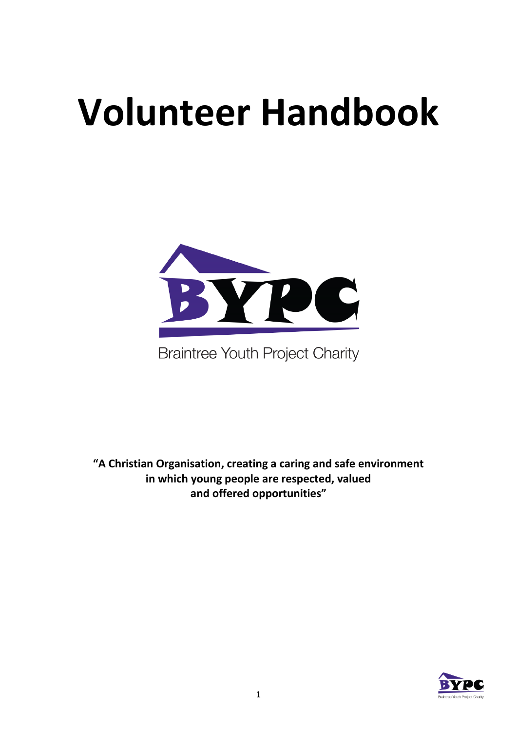# Volunteer Handbook

Braintree Youth Project Charity

**"A Christian Organisation, creating a caring and safe environment in which young people are respected, valued and offered opportunities"**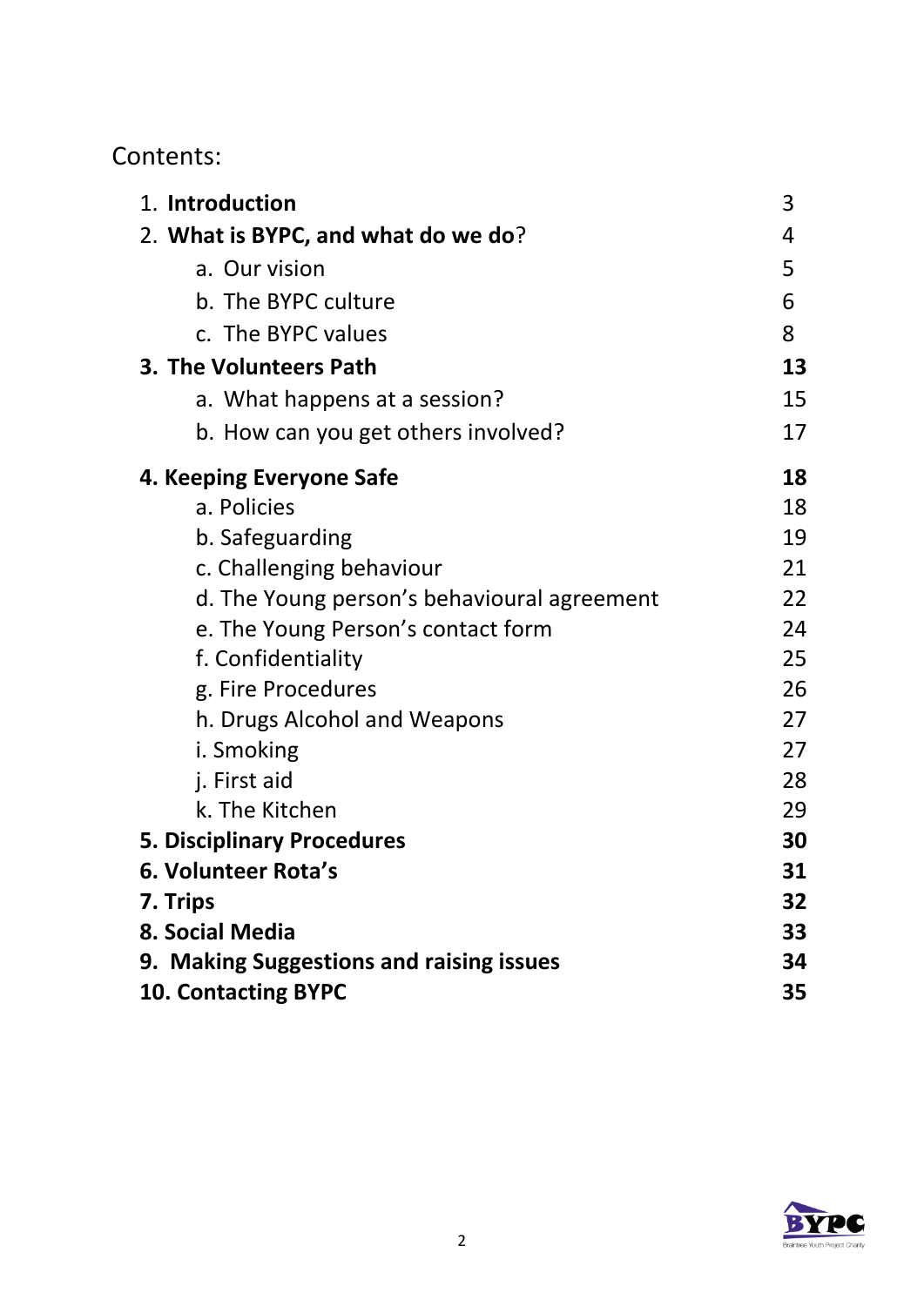Contents:

| | |
|---|---|
| 1. **Introduction** | 3 |
| 2. **What is BYPC, and what do we do**? | 4 |
| a. Our vision | 5 |
| b. The BYPC culture | 6 |
| c. The BYPC values | 8 |
| **3. The Volunteers Path** | **13** |
| a. What happens at a session? | 15 |
| b. How can you get others involved? | 17 |
| **4. Keeping Everyone Safe** | **18** |
| a. Policies | 18 |
| b. Safeguarding | 19 |
| c. Challenging behaviour | 21 |
| d. The Young person's behavioural agreement | 22 |
| e. The Young Person's contact form | 24 |
| f. Confidentiality | 25 |
| g. Fire Procedures | 26 |
| h. Drugs Alcohol and Weapons | 27 |
| i. Smoking | 27 |
| j. First aid | 28 |
| k. The Kitchen | 29 |
| **5. Disciplinary Procedures** | **30** |
| **6. Volunteer Rota's** | **31** |
| **7. Trips** | **32** |
| **8. Social Media** | **33** |
| **9. Making Suggestions and raising issues** | **34** |
| **10. Contacting BYPC** | **35** |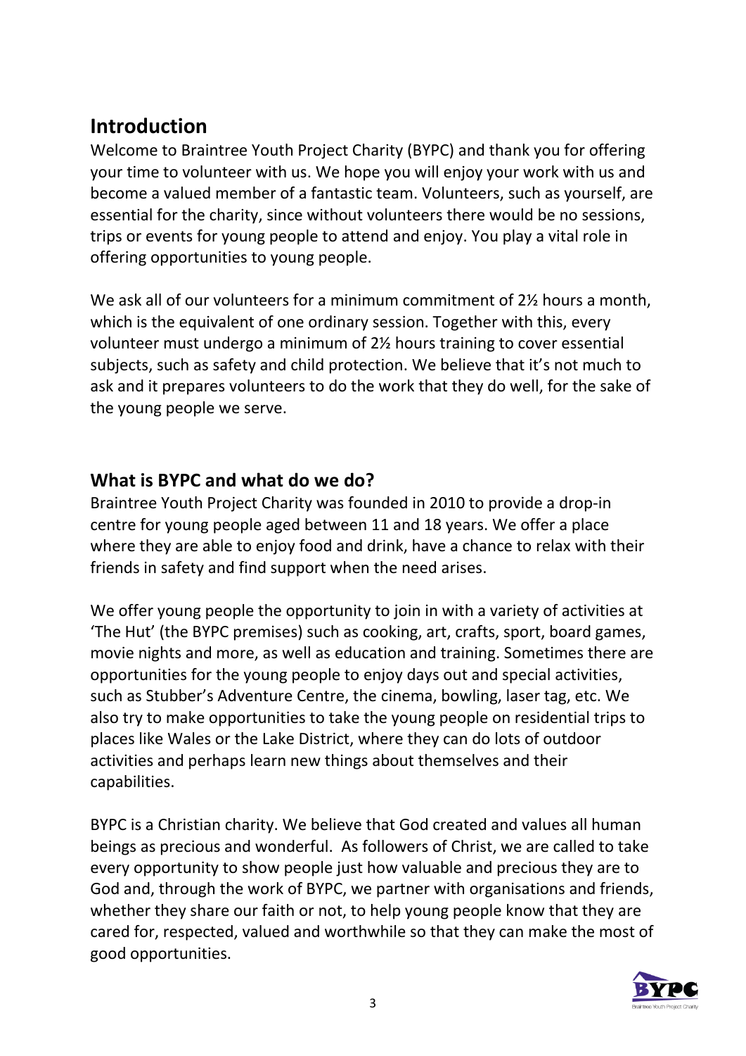## Introduction

Welcome to Braintree Youth Project Charity (BYPC) and thank you for offering your time to volunteer with us. We hope you will enjoy your work with us and become a valued member of a fantastic team. Volunteers, such as yourself, are essential for the charity, since without volunteers there would be no sessions, trips or events for young people to attend and enjoy. You play a vital role in offering opportunities to young people.

We ask all of our volunteers for a minimum commitment of 2½ hours a month, which is the equivalent of one ordinary session. Together with this, every volunteer must undergo a minimum of 2½ hours training to cover essential subjects, such as safety and child protection. We believe that it's not much to ask and it prepares volunteers to do the work that they do well, for the sake of the young people we serve.

### What is BYPC and what do we do?

Braintree Youth Project Charity was founded in 2010 to provide a drop-in centre for young people aged between 11 and 18 years. We offer a place where they are able to enjoy food and drink, have a chance to relax with their friends in safety and find support when the need arises.

We offer young people the opportunity to join in with a variety of activities at 'The Hut' (the BYPC premises) such as cooking, art, crafts, sport, board games, movie nights and more, as well as education and training. Sometimes there are opportunities for the young people to enjoy days out and special activities, such as Stubber's Adventure Centre, the cinema, bowling, laser tag, etc. We also try to make opportunities to take the young people on residential trips to places like Wales or the Lake District, where they can do lots of outdoor activities and perhaps learn new things about themselves and their capabilities.

BYPC is a Christian charity. We believe that God created and values all human beings as precious and wonderful. As followers of Christ, we are called to take every opportunity to show people just how valuable and precious they are to God and, through the work of BYPC, we partner with organisations and friends, whether they share our faith or not, to help young people know that they are cared for, respected, valued and worthwhile so that they can make the most of good opportunities.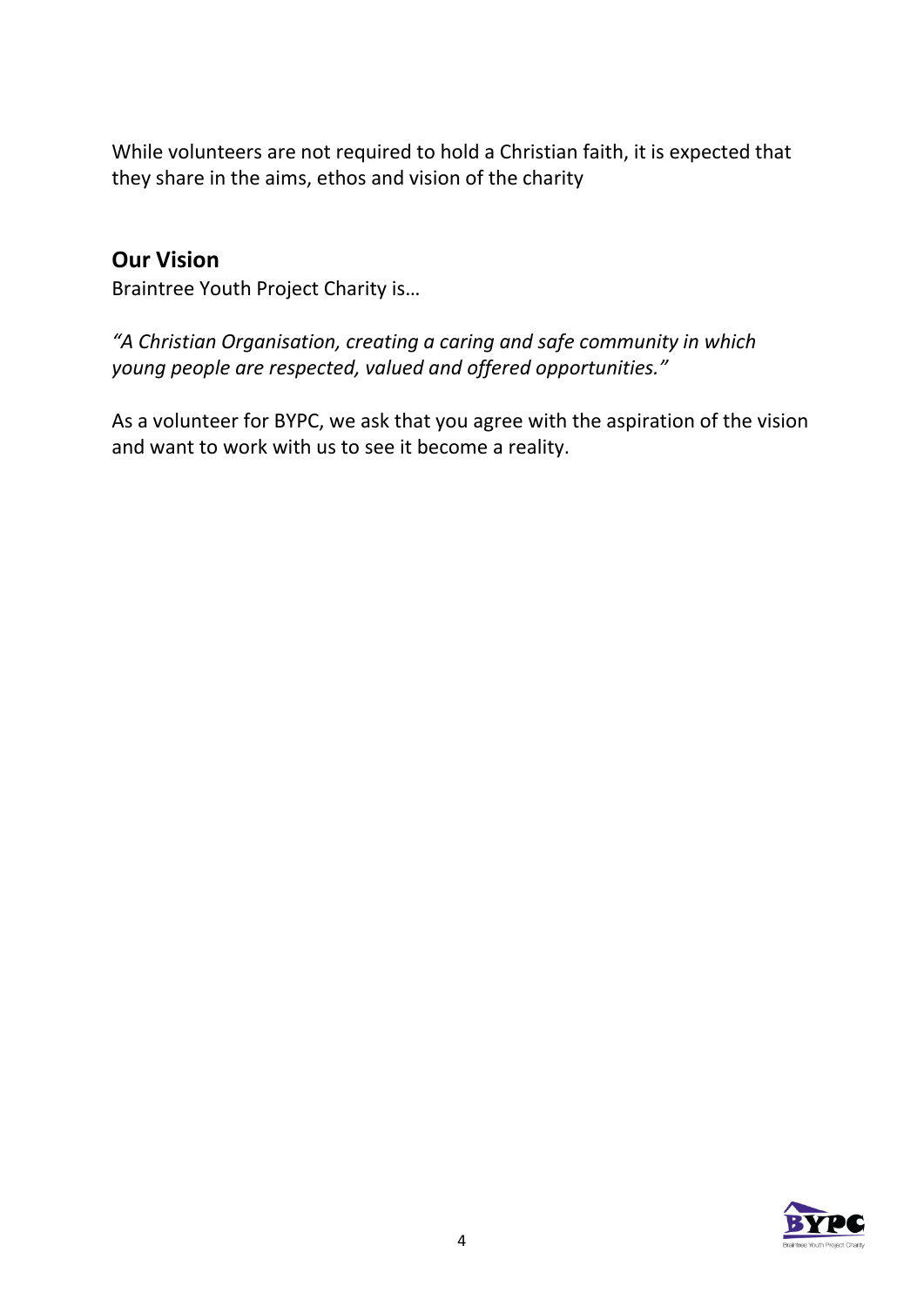While volunteers are not required to hold a Christian faith, it is expected that they share in the aims, ethos and vision of the charity

## Our Vision

Braintree Youth Project Charity is…

*"A Christian Organisation, creating a caring and safe community in which young people are respected, valued and offered opportunities."*

As a volunteer for BYPC, we ask that you agree with the aspiration of the vision and want to work with us to see it become a reality.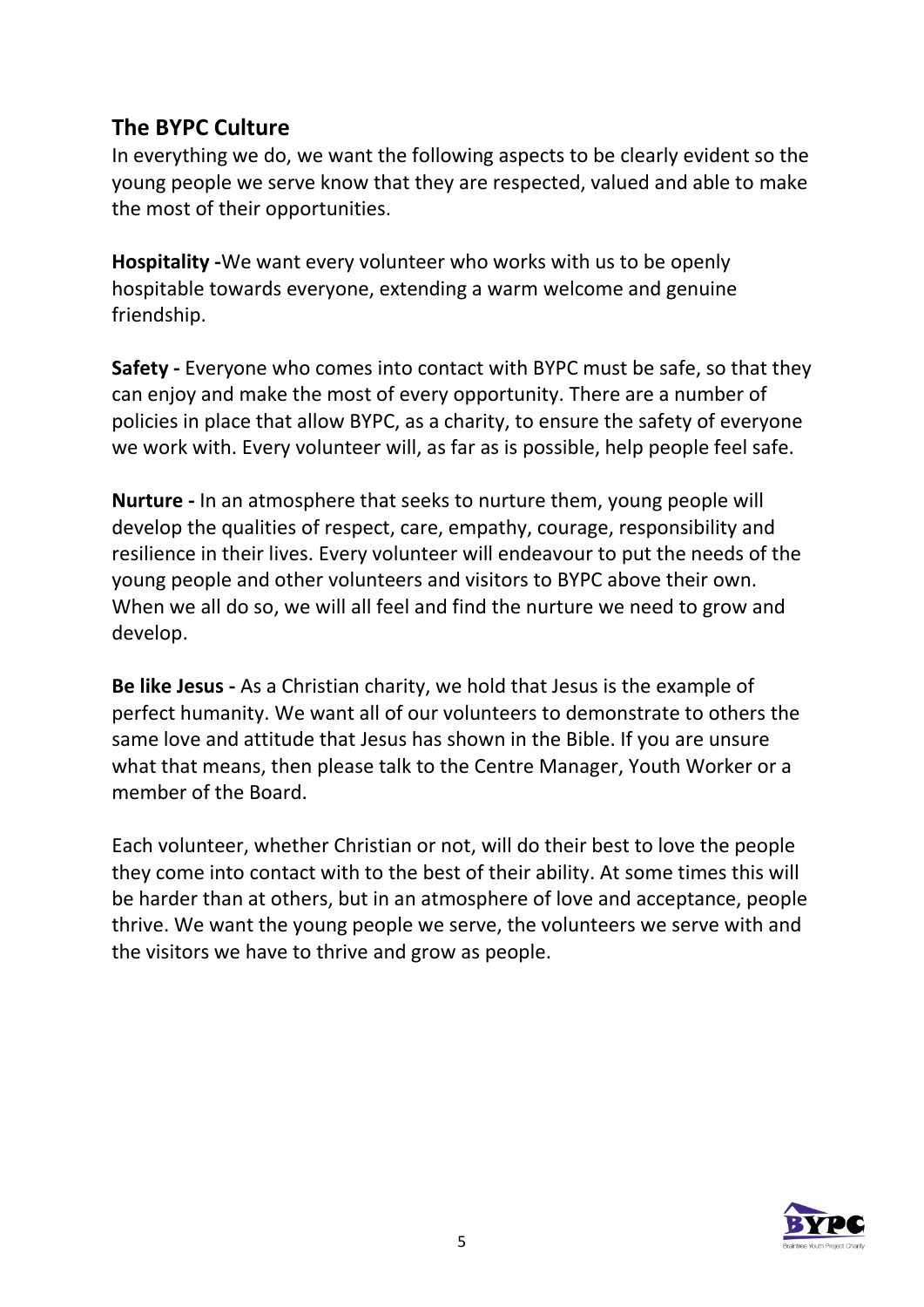## The BYPC Culture

In everything we do, we want the following aspects to be clearly evident so the young people we serve know that they are respected, valued and able to make the most of their opportunities.

**Hospitality -**We want every volunteer who works with us to be openly hospitable towards everyone, extending a warm welcome and genuine friendship.

**Safety -** Everyone who comes into contact with BYPC must be safe, so that they can enjoy and make the most of every opportunity. There are a number of policies in place that allow BYPC, as a charity, to ensure the safety of everyone we work with. Every volunteer will, as far as is possible, help people feel safe.

**Nurture -** In an atmosphere that seeks to nurture them, young people will develop the qualities of respect, care, empathy, courage, responsibility and resilience in their lives. Every volunteer will endeavour to put the needs of the young people and other volunteers and visitors to BYPC above their own. When we all do so, we will all feel and find the nurture we need to grow and develop.

**Be like Jesus -** As a Christian charity, we hold that Jesus is the example of perfect humanity. We want all of our volunteers to demonstrate to others the same love and attitude that Jesus has shown in the Bible. If you are unsure what that means, then please talk to the Centre Manager, Youth Worker or a member of the Board.

Each volunteer, whether Christian or not, will do their best to love the people they come into contact with to the best of their ability. At some times this will be harder than at others, but in an atmosphere of love and acceptance, people thrive. We want the young people we serve, the volunteers we serve with and the visitors we have to thrive and grow as people.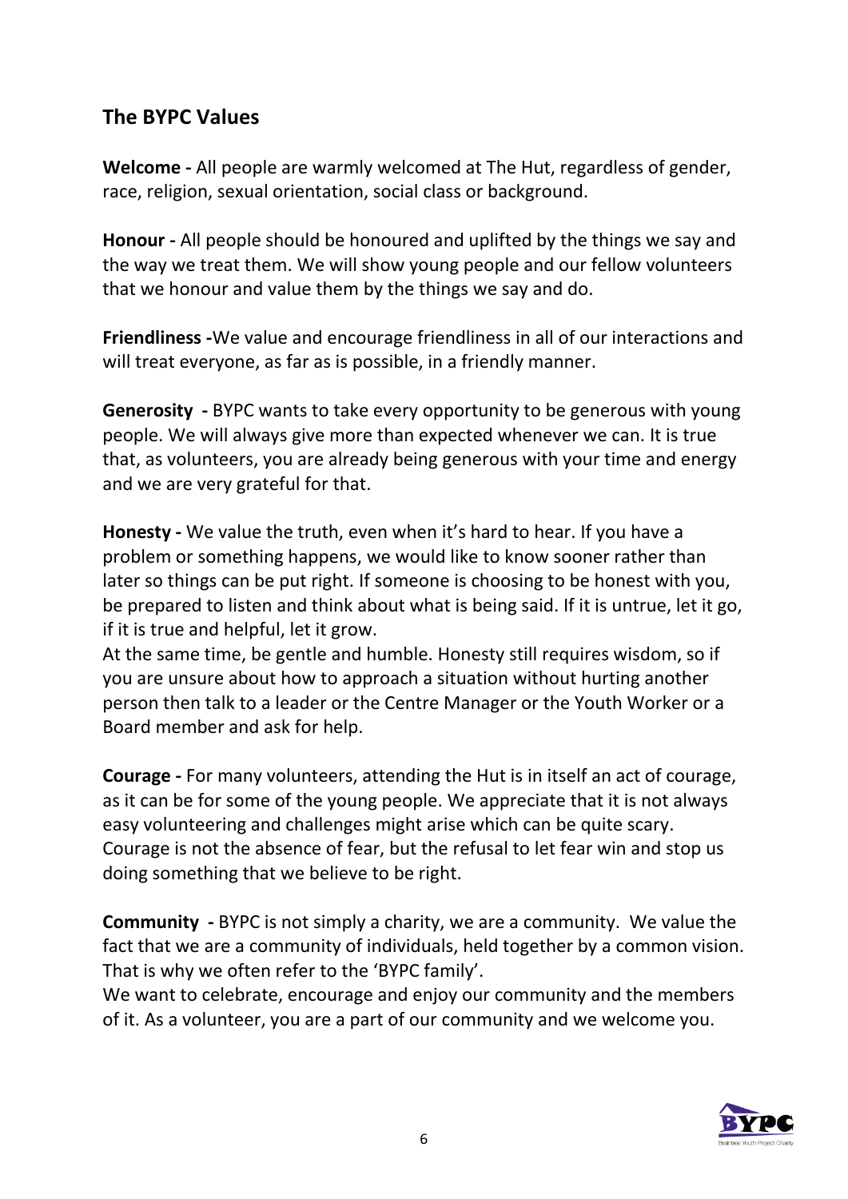## The BYPC Values

**Welcome -** All people are warmly welcomed at The Hut, regardless of gender, race, religion, sexual orientation, social class or background.

**Honour -** All people should be honoured and uplifted by the things we say and the way we treat them. We will show young people and our fellow volunteers that we honour and value them by the things we say and do.

**Friendliness -**We value and encourage friendliness in all of our interactions and will treat everyone, as far as is possible, in a friendly manner.

**Generosity -** BYPC wants to take every opportunity to be generous with young people. We will always give more than expected whenever we can. It is true that, as volunteers, you are already being generous with your time and energy and we are very grateful for that.

**Honesty -** We value the truth, even when it's hard to hear. If you have a problem or something happens, we would like to know sooner rather than later so things can be put right. If someone is choosing to be honest with you, be prepared to listen and think about what is being said. If it is untrue, let it go, if it is true and helpful, let it grow.
At the same time, be gentle and humble. Honesty still requires wisdom, so if you are unsure about how to approach a situation without hurting another person then talk to a leader or the Centre Manager or the Youth Worker or a Board member and ask for help.

**Courage -** For many volunteers, attending the Hut is in itself an act of courage, as it can be for some of the young people. We appreciate that it is not always easy volunteering and challenges might arise which can be quite scary. Courage is not the absence of fear, but the refusal to let fear win and stop us doing something that we believe to be right.

**Community -** BYPC is not simply a charity, we are a community. We value the fact that we are a community of individuals, held together by a common vision. That is why we often refer to the 'BYPC family'.
We want to celebrate, encourage and enjoy our community and the members of it. As a volunteer, you are a part of our community and we welcome you.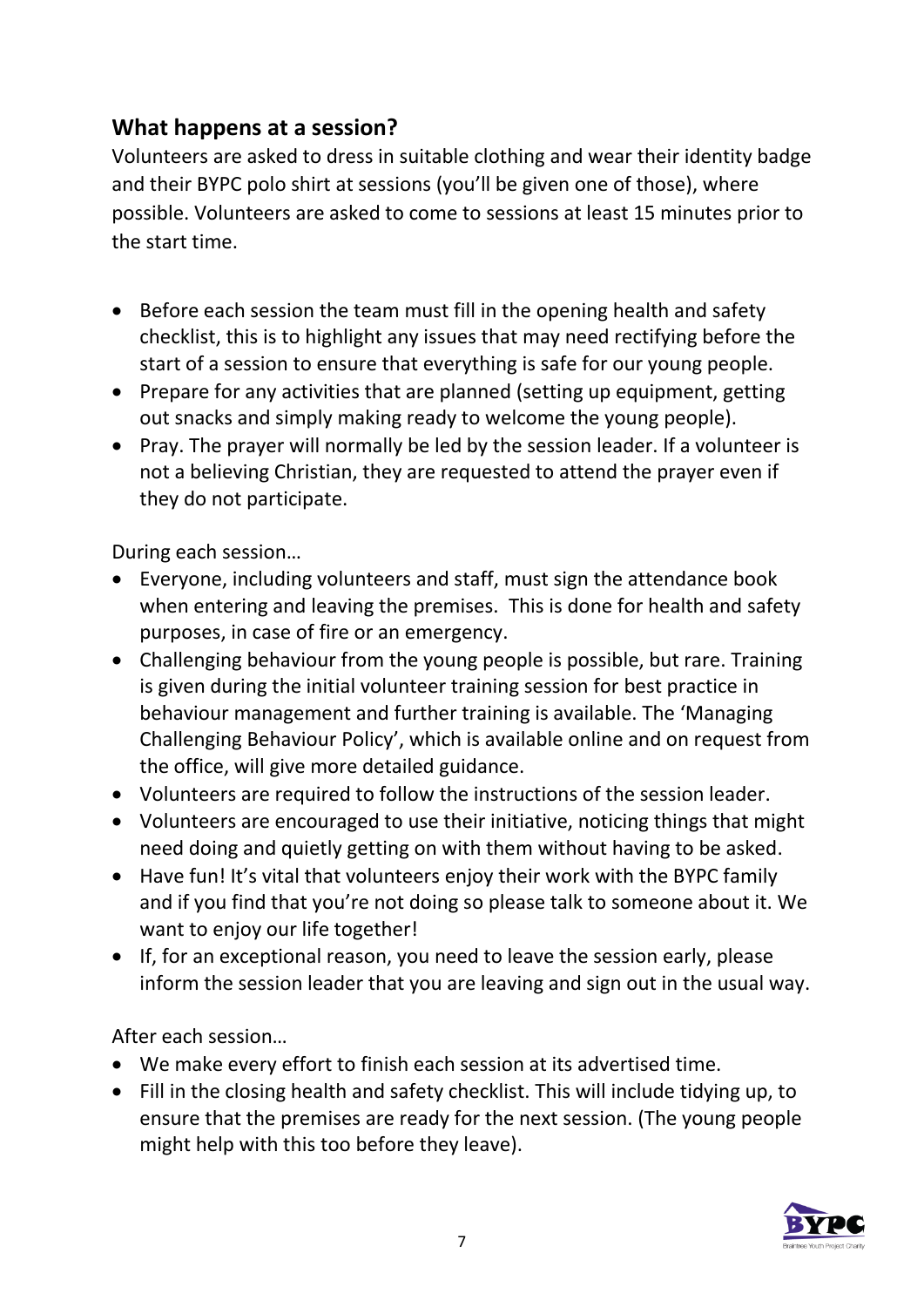## What happens at a session?

Volunteers are asked to dress in suitable clothing and wear their identity badge and their BYPC polo shirt at sessions (you'll be given one of those), where possible. Volunteers are asked to come to sessions at least 15 minutes prior to the start time.

- Before each session the team must fill in the opening health and safety checklist, this is to highlight any issues that may need rectifying before the start of a session to ensure that everything is safe for our young people.
- Prepare for any activities that are planned (setting up equipment, getting out snacks and simply making ready to welcome the young people).
- Pray. The prayer will normally be led by the session leader. If a volunteer is not a believing Christian, they are requested to attend the prayer even if they do not participate.

During each session…

- Everyone, including volunteers and staff, must sign the attendance book when entering and leaving the premises. This is done for health and safety purposes, in case of fire or an emergency.
- Challenging behaviour from the young people is possible, but rare. Training is given during the initial volunteer training session for best practice in behaviour management and further training is available. The 'Managing Challenging Behaviour Policy', which is available online and on request from the office, will give more detailed guidance.
- Volunteers are required to follow the instructions of the session leader.
- Volunteers are encouraged to use their initiative, noticing things that might need doing and quietly getting on with them without having to be asked.
- Have fun! It's vital that volunteers enjoy their work with the BYPC family and if you find that you're not doing so please talk to someone about it. We want to enjoy our life together!
- If, for an exceptional reason, you need to leave the session early, please inform the session leader that you are leaving and sign out in the usual way.

After each session…

- We make every effort to finish each session at its advertised time.
- Fill in the closing health and safety checklist. This will include tidying up, to ensure that the premises are ready for the next session. (The young people might help with this too before they leave).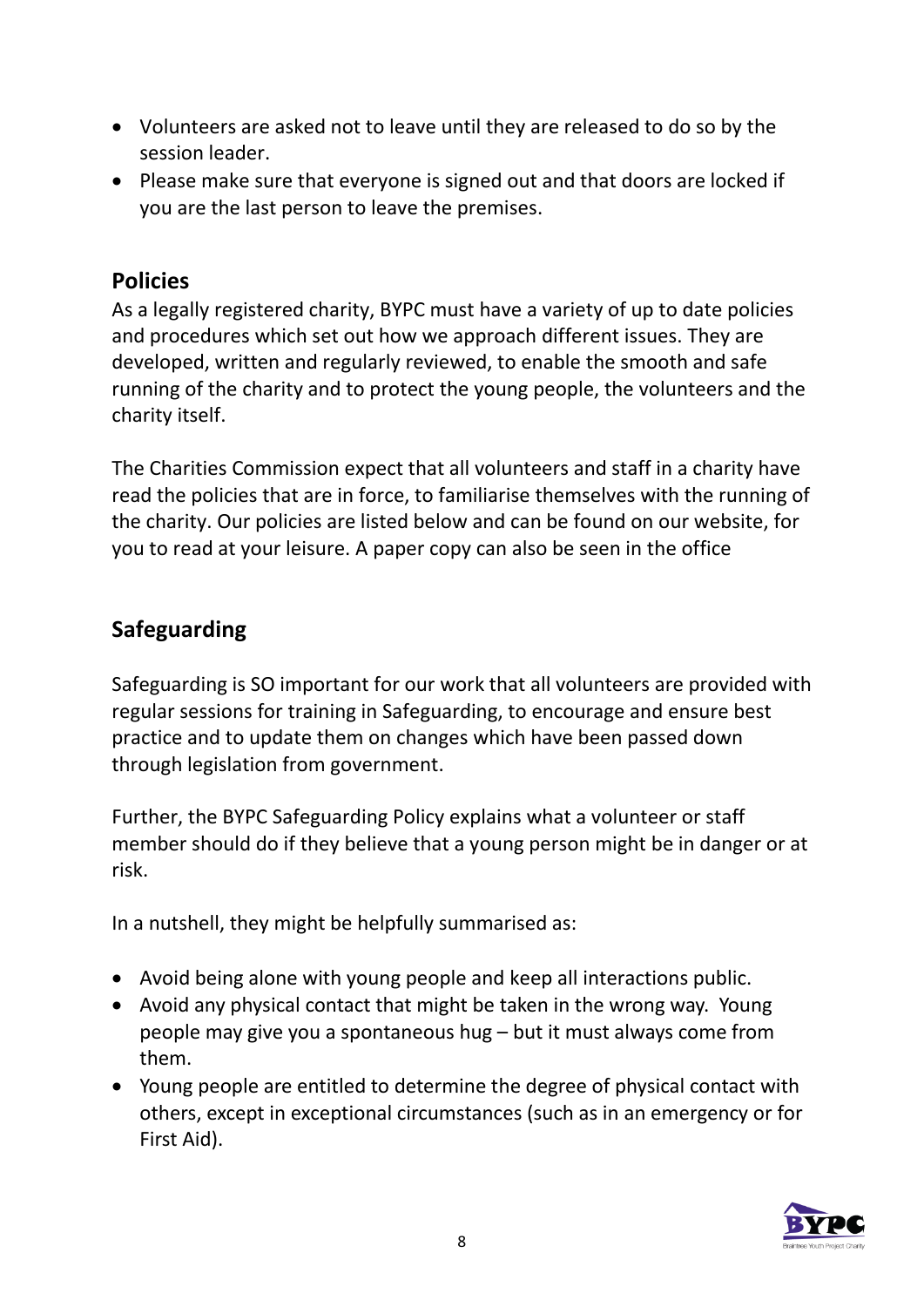- Volunteers are asked not to leave until they are released to do so by the session leader.
- Please make sure that everyone is signed out and that doors are locked if you are the last person to leave the premises.

## Policies

As a legally registered charity, BYPC must have a variety of up to date policies and procedures which set out how we approach different issues. They are developed, written and regularly reviewed, to enable the smooth and safe running of the charity and to protect the young people, the volunteers and the charity itself.

The Charities Commission expect that all volunteers and staff in a charity have read the policies that are in force, to familiarise themselves with the running of the charity. Our policies are listed below and can be found on our website, for you to read at your leisure. A paper copy can also be seen in the office

## Safeguarding

Safeguarding is SO important for our work that all volunteers are provided with regular sessions for training in Safeguarding, to encourage and ensure best practice and to update them on changes which have been passed down through legislation from government.

Further, the BYPC Safeguarding Policy explains what a volunteer or staff member should do if they believe that a young person might be in danger or at risk.

In a nutshell, they might be helpfully summarised as:

- Avoid being alone with young people and keep all interactions public.
- Avoid any physical contact that might be taken in the wrong way. Young people may give you a spontaneous hug – but it must always come from them.
- Young people are entitled to determine the degree of physical contact with others, except in exceptional circumstances (such as in an emergency or for First Aid).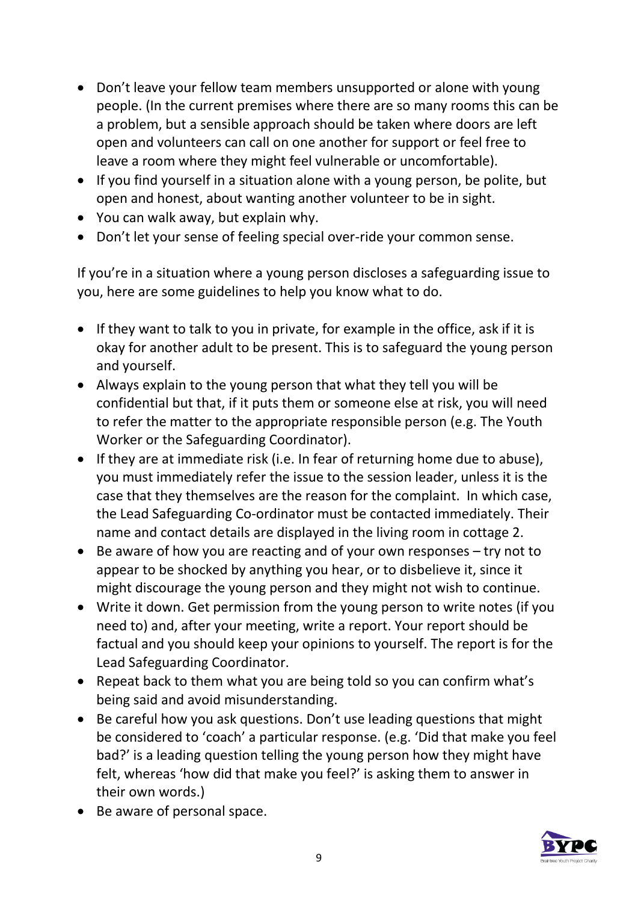- Don't leave your fellow team members unsupported or alone with young people. (In the current premises where there are so many rooms this can be a problem, but a sensible approach should be taken where doors are left open and volunteers can call on one another for support or feel free to leave a room where they might feel vulnerable or uncomfortable).
- If you find yourself in a situation alone with a young person, be polite, but open and honest, about wanting another volunteer to be in sight.
- You can walk away, but explain why.
- Don't let your sense of feeling special over-ride your common sense.

If you're in a situation where a young person discloses a safeguarding issue to you, here are some guidelines to help you know what to do.

- If they want to talk to you in private, for example in the office, ask if it is okay for another adult to be present. This is to safeguard the young person and yourself.
- Always explain to the young person that what they tell you will be confidential but that, if it puts them or someone else at risk, you will need to refer the matter to the appropriate responsible person (e.g. The Youth Worker or the Safeguarding Coordinator).
- If they are at immediate risk (i.e. In fear of returning home due to abuse), you must immediately refer the issue to the session leader, unless it is the case that they themselves are the reason for the complaint. In which case, the Lead Safeguarding Co-ordinator must be contacted immediately. Their name and contact details are displayed in the living room in cottage 2.
- Be aware of how you are reacting and of your own responses – try not to appear to be shocked by anything you hear, or to disbelieve it, since it might discourage the young person and they might not wish to continue.
- Write it down. Get permission from the young person to write notes (if you need to) and, after your meeting, write a report. Your report should be factual and you should keep your opinions to yourself. The report is for the Lead Safeguarding Coordinator.
- Repeat back to them what you are being told so you can confirm what's being said and avoid misunderstanding.
- Be careful how you ask questions. Don't use leading questions that might be considered to 'coach' a particular response. (e.g. 'Did that make you feel bad?' is a leading question telling the young person how they might have felt, whereas 'how did that make you feel?' is asking them to answer in their own words.)
- Be aware of personal space.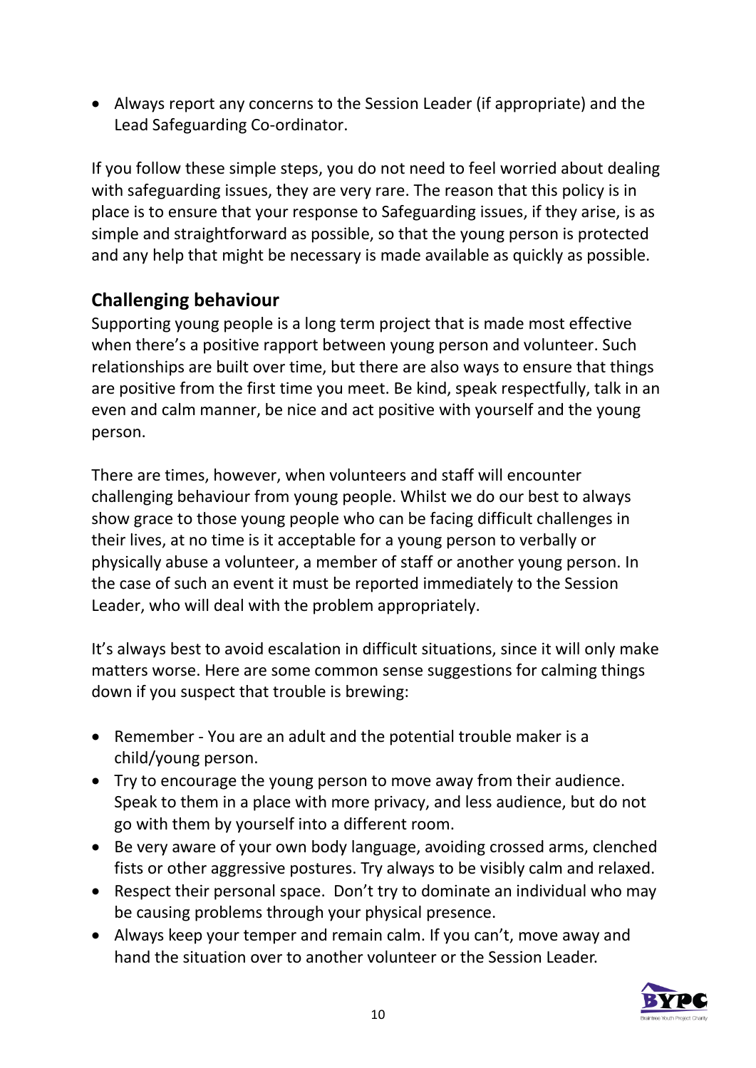- Always report any concerns to the Session Leader (if appropriate) and the Lead Safeguarding Co-ordinator.

If you follow these simple steps, you do not need to feel worried about dealing with safeguarding issues, they are very rare. The reason that this policy is in place is to ensure that your response to Safeguarding issues, if they arise, is as simple and straightforward as possible, so that the young person is protected and any help that might be necessary is made available as quickly as possible.

## Challenging behaviour

Supporting young people is a long term project that is made most effective when there's a positive rapport between young person and volunteer. Such relationships are built over time, but there are also ways to ensure that things are positive from the first time you meet. Be kind, speak respectfully, talk in an even and calm manner, be nice and act positive with yourself and the young person.

There are times, however, when volunteers and staff will encounter challenging behaviour from young people. Whilst we do our best to always show grace to those young people who can be facing difficult challenges in their lives, at no time is it acceptable for a young person to verbally or physically abuse a volunteer, a member of staff or another young person. In the case of such an event it must be reported immediately to the Session Leader, who will deal with the problem appropriately.

It's always best to avoid escalation in difficult situations, since it will only make matters worse. Here are some common sense suggestions for calming things down if you suspect that trouble is brewing:

- Remember - You are an adult and the potential trouble maker is a child/young person.
- Try to encourage the young person to move away from their audience. Speak to them in a place with more privacy, and less audience, but do not go with them by yourself into a different room.
- Be very aware of your own body language, avoiding crossed arms, clenched fists or other aggressive postures. Try always to be visibly calm and relaxed.
- Respect their personal space. Don't try to dominate an individual who may be causing problems through your physical presence.
- Always keep your temper and remain calm. If you can't, move away and hand the situation over to another volunteer or the Session Leader.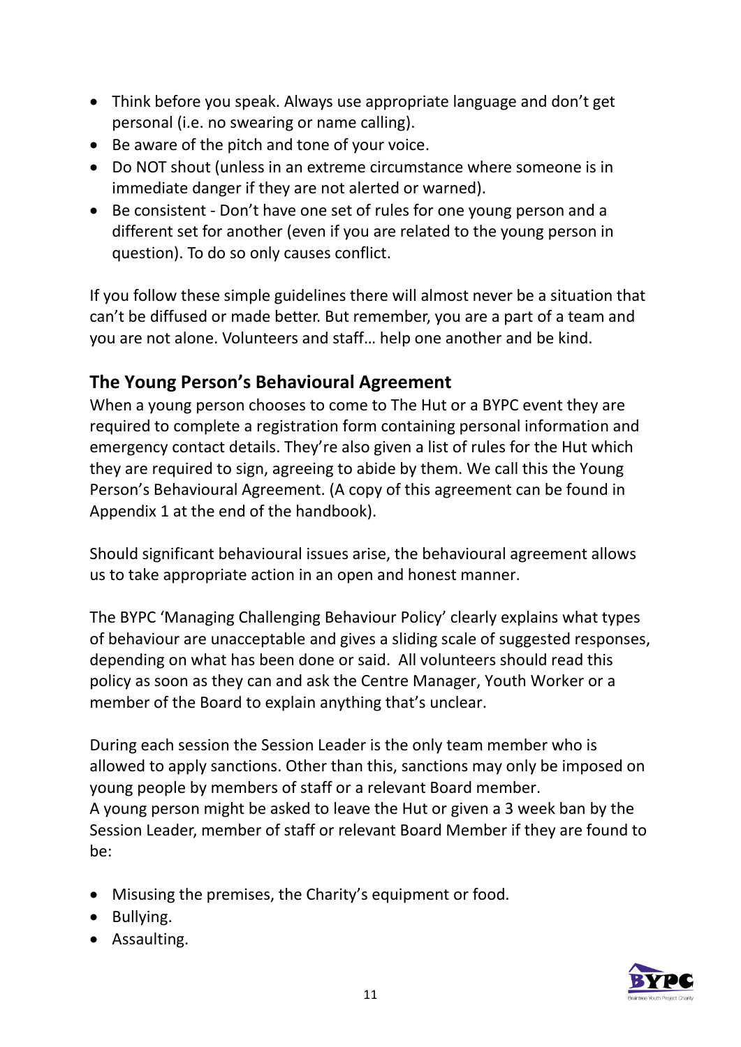- Think before you speak. Always use appropriate language and don't get personal (i.e. no swearing or name calling).
- Be aware of the pitch and tone of your voice.
- Do NOT shout (unless in an extreme circumstance where someone is in immediate danger if they are not alerted or warned).
- Be consistent - Don't have one set of rules for one young person and a different set for another (even if you are related to the young person in question). To do so only causes conflict.

If you follow these simple guidelines there will almost never be a situation that can't be diffused or made better. But remember, you are a part of a team and you are not alone. Volunteers and staff… help one another and be kind.

## The Young Person's Behavioural Agreement

When a young person chooses to come to The Hut or a BYPC event they are required to complete a registration form containing personal information and emergency contact details. They're also given a list of rules for the Hut which they are required to sign, agreeing to abide by them. We call this the Young Person's Behavioural Agreement. (A copy of this agreement can be found in Appendix 1 at the end of the handbook).

Should significant behavioural issues arise, the behavioural agreement allows us to take appropriate action in an open and honest manner.

The BYPC 'Managing Challenging Behaviour Policy' clearly explains what types of behaviour are unacceptable and gives a sliding scale of suggested responses, depending on what has been done or said. All volunteers should read this policy as soon as they can and ask the Centre Manager, Youth Worker or a member of the Board to explain anything that's unclear.

During each session the Session Leader is the only team member who is allowed to apply sanctions. Other than this, sanctions may only be imposed on young people by members of staff or a relevant Board member.
A young person might be asked to leave the Hut or given a 3 week ban by the Session Leader, member of staff or relevant Board Member if they are found to be:

- Misusing the premises, the Charity's equipment or food.
- Bullying.
- Assaulting.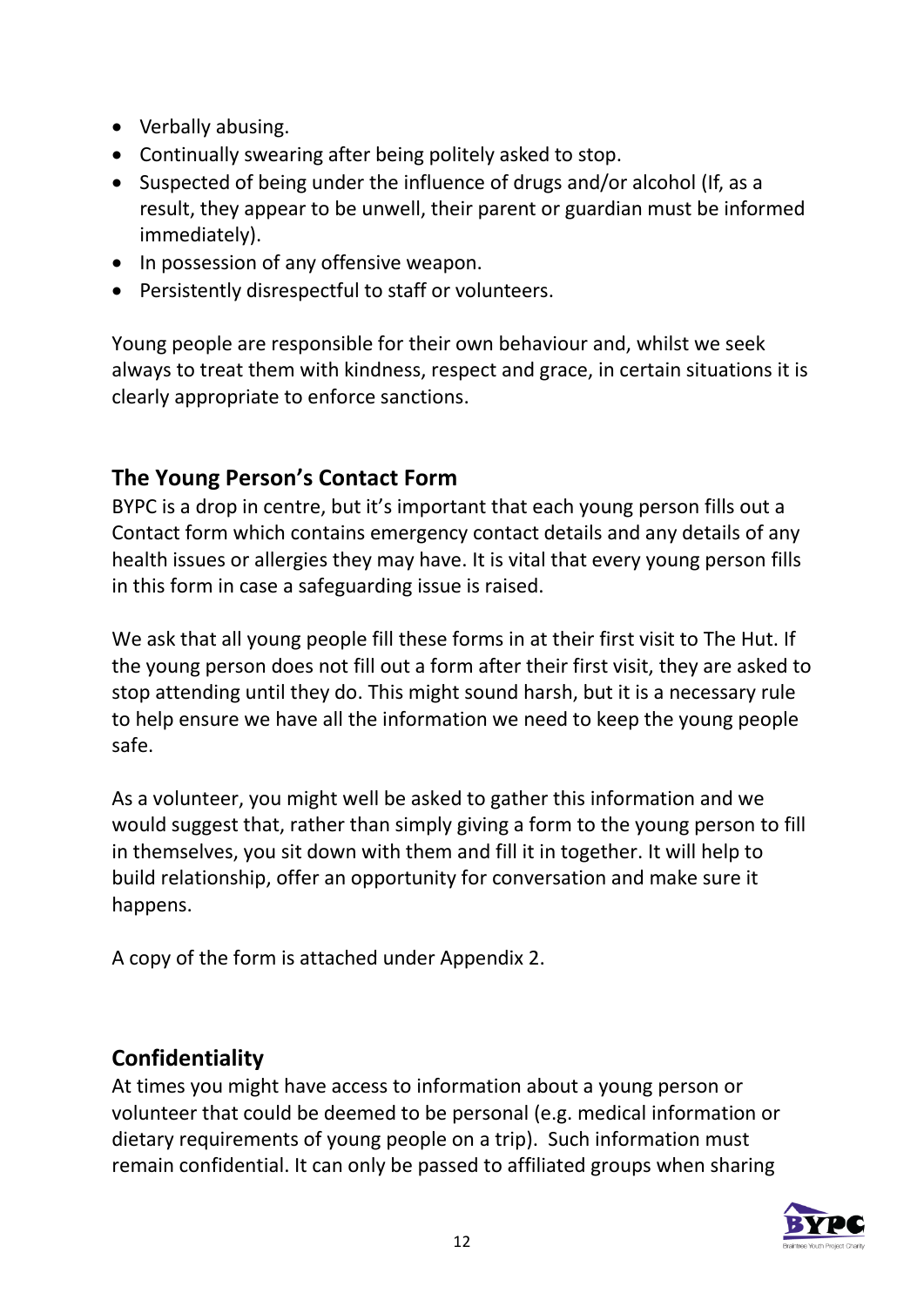- Verbally abusing.
- Continually swearing after being politely asked to stop.
- Suspected of being under the influence of drugs and/or alcohol (If, as a result, they appear to be unwell, their parent or guardian must be informed immediately).
- In possession of any offensive weapon.
- Persistently disrespectful to staff or volunteers.

Young people are responsible for their own behaviour and, whilst we seek always to treat them with kindness, respect and grace, in certain situations it is clearly appropriate to enforce sanctions.

## The Young Person's Contact Form

BYPC is a drop in centre, but it's important that each young person fills out a Contact form which contains emergency contact details and any details of any health issues or allergies they may have. It is vital that every young person fills in this form in case a safeguarding issue is raised.

We ask that all young people fill these forms in at their first visit to The Hut. If the young person does not fill out a form after their first visit, they are asked to stop attending until they do. This might sound harsh, but it is a necessary rule to help ensure we have all the information we need to keep the young people safe.

As a volunteer, you might well be asked to gather this information and we would suggest that, rather than simply giving a form to the young person to fill in themselves, you sit down with them and fill it in together. It will help to build relationship, offer an opportunity for conversation and make sure it happens.

A copy of the form is attached under Appendix 2.

## Confidentiality

At times you might have access to information about a young person or volunteer that could be deemed to be personal (e.g. medical information or dietary requirements of young people on a trip). Such information must remain confidential. It can only be passed to affiliated groups when sharing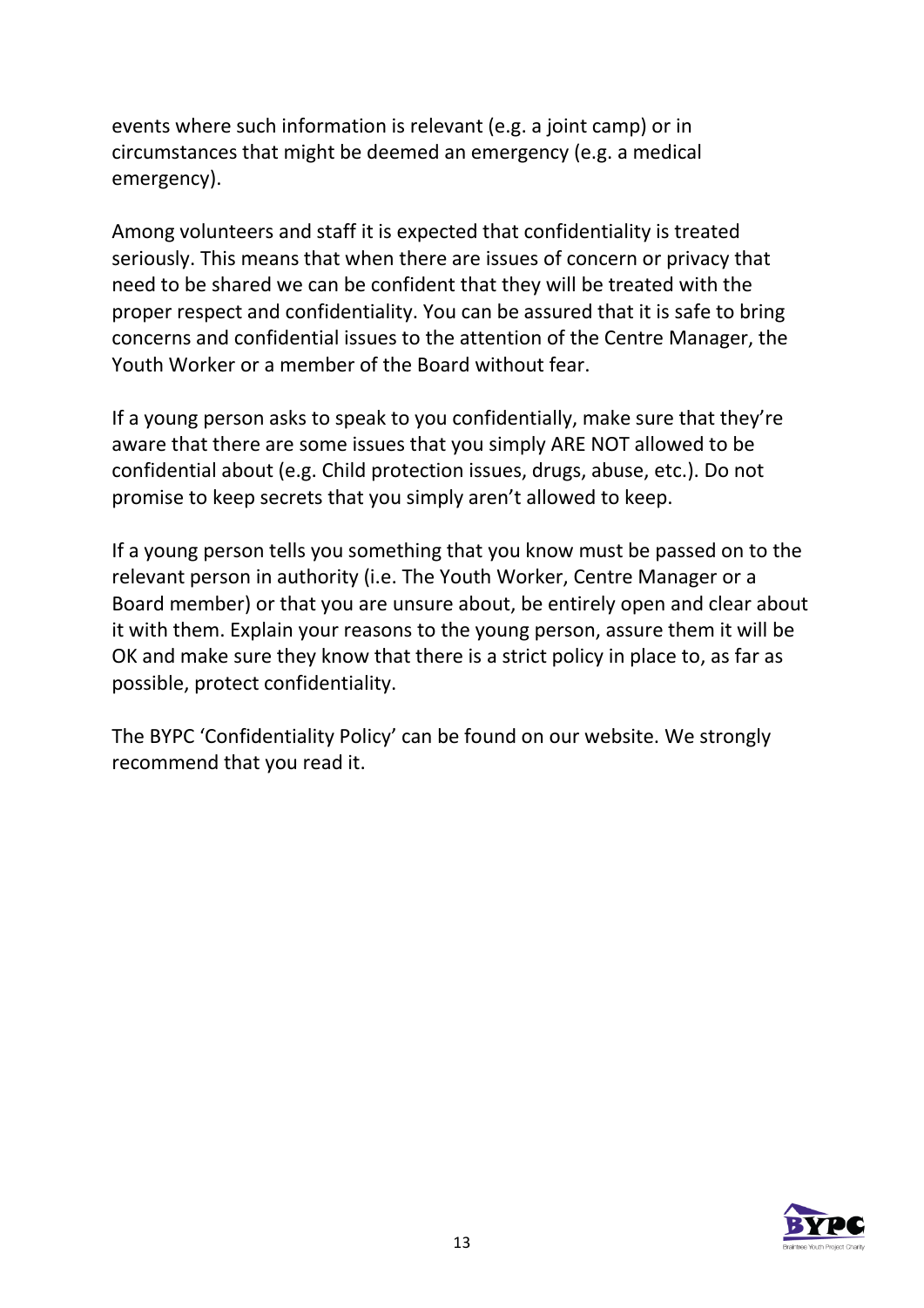events where such information is relevant (e.g. a joint camp) or in circumstances that might be deemed an emergency (e.g. a medical emergency).

Among volunteers and staff it is expected that confidentiality is treated seriously. This means that when there are issues of concern or privacy that need to be shared we can be confident that they will be treated with the proper respect and confidentiality. You can be assured that it is safe to bring concerns and confidential issues to the attention of the Centre Manager, the Youth Worker or a member of the Board without fear.

If a young person asks to speak to you confidentially, make sure that they're aware that there are some issues that you simply ARE NOT allowed to be confidential about (e.g. Child protection issues, drugs, abuse, etc.). Do not promise to keep secrets that you simply aren't allowed to keep.

If a young person tells you something that you know must be passed on to the relevant person in authority (i.e. The Youth Worker, Centre Manager or a Board member) or that you are unsure about, be entirely open and clear about it with them. Explain your reasons to the young person, assure them it will be OK and make sure they know that there is a strict policy in place to, as far as possible, protect confidentiality.

The BYPC 'Confidentiality Policy' can be found on our website. We strongly recommend that you read it.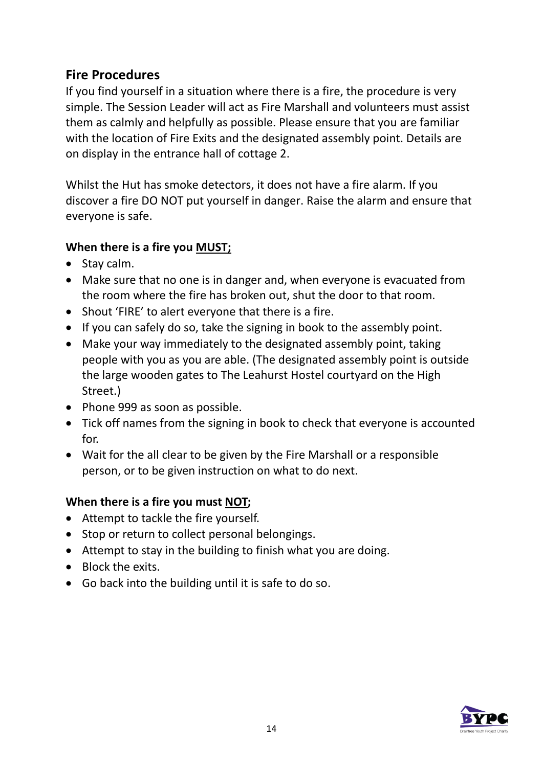## Fire Procedures

If you find yourself in a situation where there is a fire, the procedure is very simple. The Session Leader will act as Fire Marshall and volunteers must assist them as calmly and helpfully as possible. Please ensure that you are familiar with the location of Fire Exits and the designated assembly point. Details are on display in the entrance hall of cottage 2.

Whilst the Hut has smoke detectors, it does not have a fire alarm. If you discover a fire DO NOT put yourself in danger. Raise the alarm and ensure that everyone is safe.

**When there is a fire you <u>MUST;</u>**

- Stay calm.
- Make sure that no one is in danger and, when everyone is evacuated from the room where the fire has broken out, shut the door to that room.
- Shout 'FIRE' to alert everyone that there is a fire.
- If you can safely do so, take the signing in book to the assembly point.
- Make your way immediately to the designated assembly point, taking people with you as you are able. (The designated assembly point is outside the large wooden gates to The Leahurst Hostel courtyard on the High Street.)
- Phone 999 as soon as possible.
- Tick off names from the signing in book to check that everyone is accounted for.
- Wait for the all clear to be given by the Fire Marshall or a responsible person, or to be given instruction on what to do next.

**When there is a fire you must <u>NOT</u>;**

- Attempt to tackle the fire yourself.
- Stop or return to collect personal belongings.
- Attempt to stay in the building to finish what you are doing.
- Block the exits.
- Go back into the building until it is safe to do so.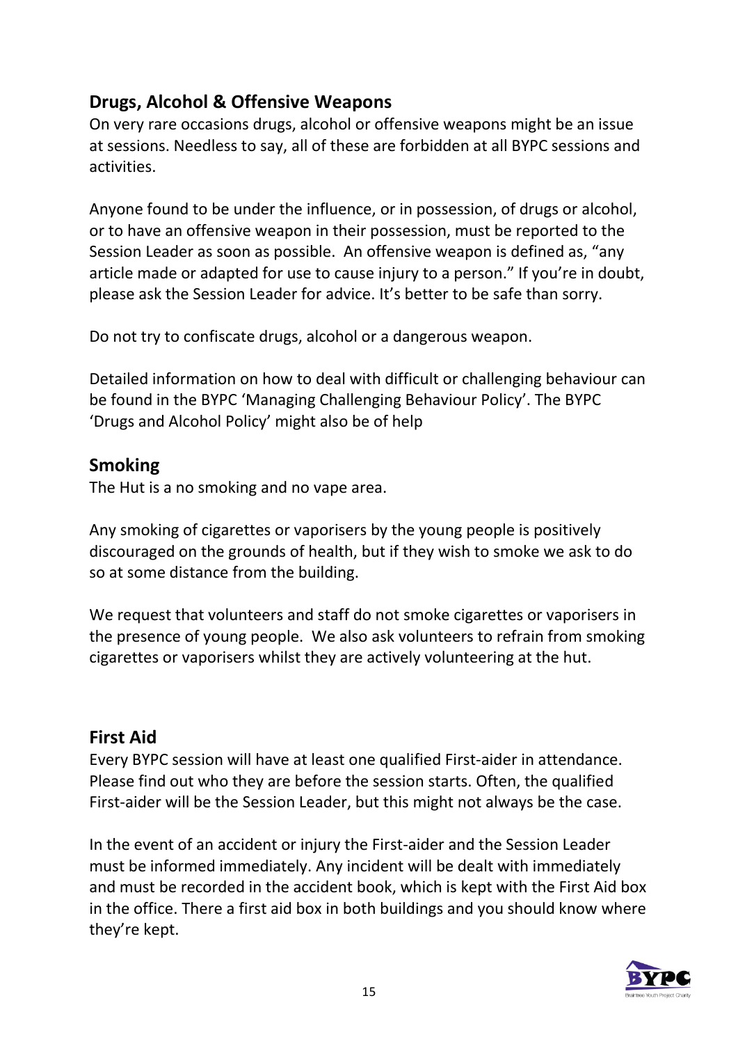## Drugs, Alcohol & Offensive Weapons

On very rare occasions drugs, alcohol or offensive weapons might be an issue at sessions. Needless to say, all of these are forbidden at all BYPC sessions and activities.

Anyone found to be under the influence, or in possession, of drugs or alcohol, or to have an offensive weapon in their possession, must be reported to the Session Leader as soon as possible. An offensive weapon is defined as, "any article made or adapted for use to cause injury to a person." If you're in doubt, please ask the Session Leader for advice. It's better to be safe than sorry.

Do not try to confiscate drugs, alcohol or a dangerous weapon.

Detailed information on how to deal with difficult or challenging behaviour can be found in the BYPC 'Managing Challenging Behaviour Policy'. The BYPC 'Drugs and Alcohol Policy' might also be of help

## Smoking

The Hut is a no smoking and no vape area.

Any smoking of cigarettes or vaporisers by the young people is positively discouraged on the grounds of health, but if they wish to smoke we ask to do so at some distance from the building.

We request that volunteers and staff do not smoke cigarettes or vaporisers in the presence of young people. We also ask volunteers to refrain from smoking cigarettes or vaporisers whilst they are actively volunteering at the hut.

## First Aid

Every BYPC session will have at least one qualified First-aider in attendance. Please find out who they are before the session starts. Often, the qualified First-aider will be the Session Leader, but this might not always be the case.

In the event of an accident or injury the First-aider and the Session Leader must be informed immediately. Any incident will be dealt with immediately and must be recorded in the accident book, which is kept with the First Aid box in the office. There a first aid box in both buildings and you should know where they're kept.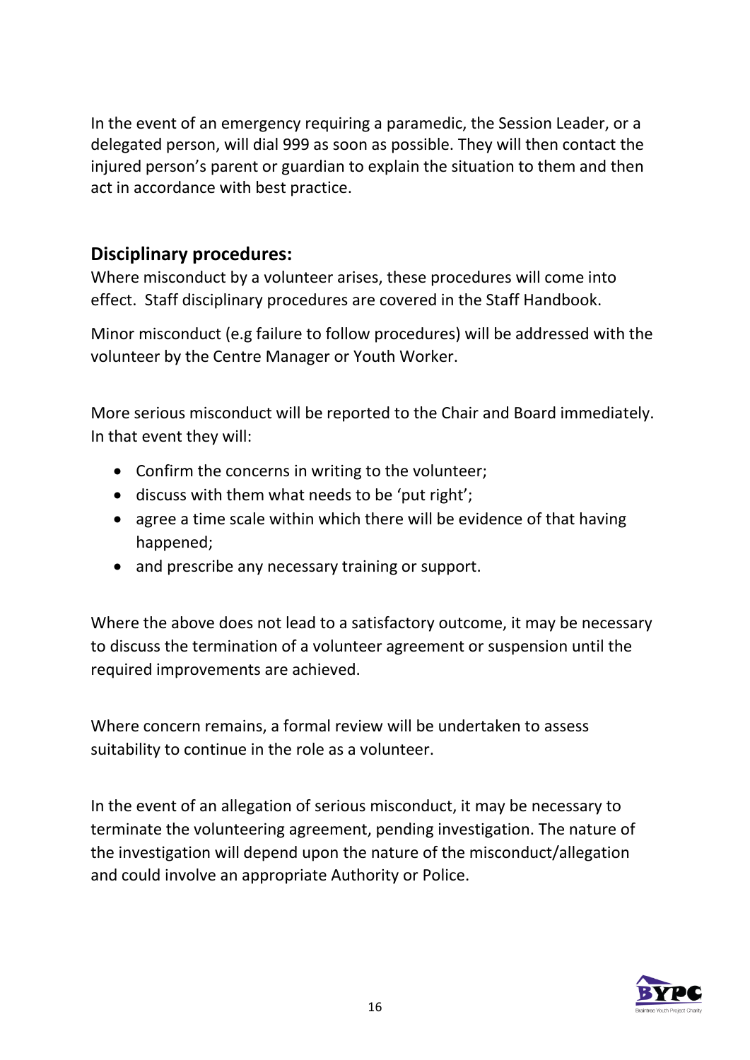In the event of an emergency requiring a paramedic, the Session Leader, or a delegated person, will dial 999 as soon as possible. They will then contact the injured person's parent or guardian to explain the situation to them and then act in accordance with best practice.

## Disciplinary procedures:

Where misconduct by a volunteer arises, these procedures will come into effect. Staff disciplinary procedures are covered in the Staff Handbook.

Minor misconduct (e.g failure to follow procedures) will be addressed with the volunteer by the Centre Manager or Youth Worker.

More serious misconduct will be reported to the Chair and Board immediately. In that event they will:

- Confirm the concerns in writing to the volunteer;
- discuss with them what needs to be 'put right';
- agree a time scale within which there will be evidence of that having happened;
- and prescribe any necessary training or support.

Where the above does not lead to a satisfactory outcome, it may be necessary to discuss the termination of a volunteer agreement or suspension until the required improvements are achieved.

Where concern remains, a formal review will be undertaken to assess suitability to continue in the role as a volunteer.

In the event of an allegation of serious misconduct, it may be necessary to terminate the volunteering agreement, pending investigation. The nature of the investigation will depend upon the nature of the misconduct/allegation and could involve an appropriate Authority or Police.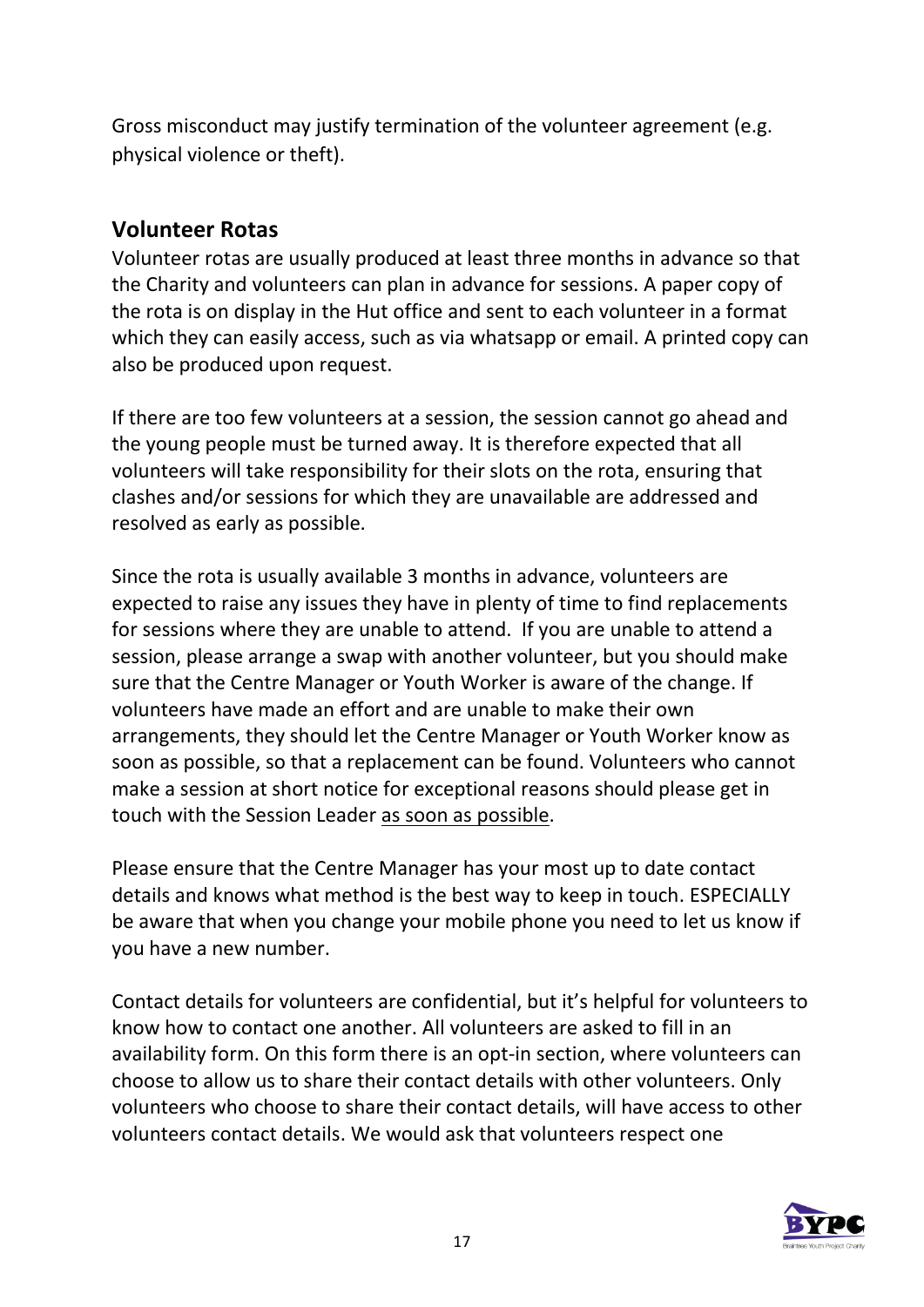Gross misconduct may justify termination of the volunteer agreement (e.g. physical violence or theft).

## Volunteer Rotas

Volunteer rotas are usually produced at least three months in advance so that the Charity and volunteers can plan in advance for sessions. A paper copy of the rota is on display in the Hut office and sent to each volunteer in a format which they can easily access, such as via whatsapp or email. A printed copy can also be produced upon request.

If there are too few volunteers at a session, the session cannot go ahead and the young people must be turned away. It is therefore expected that all volunteers will take responsibility for their slots on the rota, ensuring that clashes and/or sessions for which they are unavailable are addressed and resolved as early as possible.

Since the rota is usually available 3 months in advance, volunteers are expected to raise any issues they have in plenty of time to find replacements for sessions where they are unable to attend. If you are unable to attend a session, please arrange a swap with another volunteer, but you should make sure that the Centre Manager or Youth Worker is aware of the change. If volunteers have made an effort and are unable to make their own arrangements, they should let the Centre Manager or Youth Worker know as soon as possible, so that a replacement can be found. Volunteers who cannot make a session at short notice for exceptional reasons should please get in touch with the Session Leader as soon as possible.

Please ensure that the Centre Manager has your most up to date contact details and knows what method is the best way to keep in touch. ESPECIALLY be aware that when you change your mobile phone you need to let us know if you have a new number.

Contact details for volunteers are confidential, but it's helpful for volunteers to know how to contact one another. All volunteers are asked to fill in an availability form. On this form there is an opt-in section, where volunteers can choose to allow us to share their contact details with other volunteers. Only volunteers who choose to share their contact details, will have access to other volunteers contact details. We would ask that volunteers respect one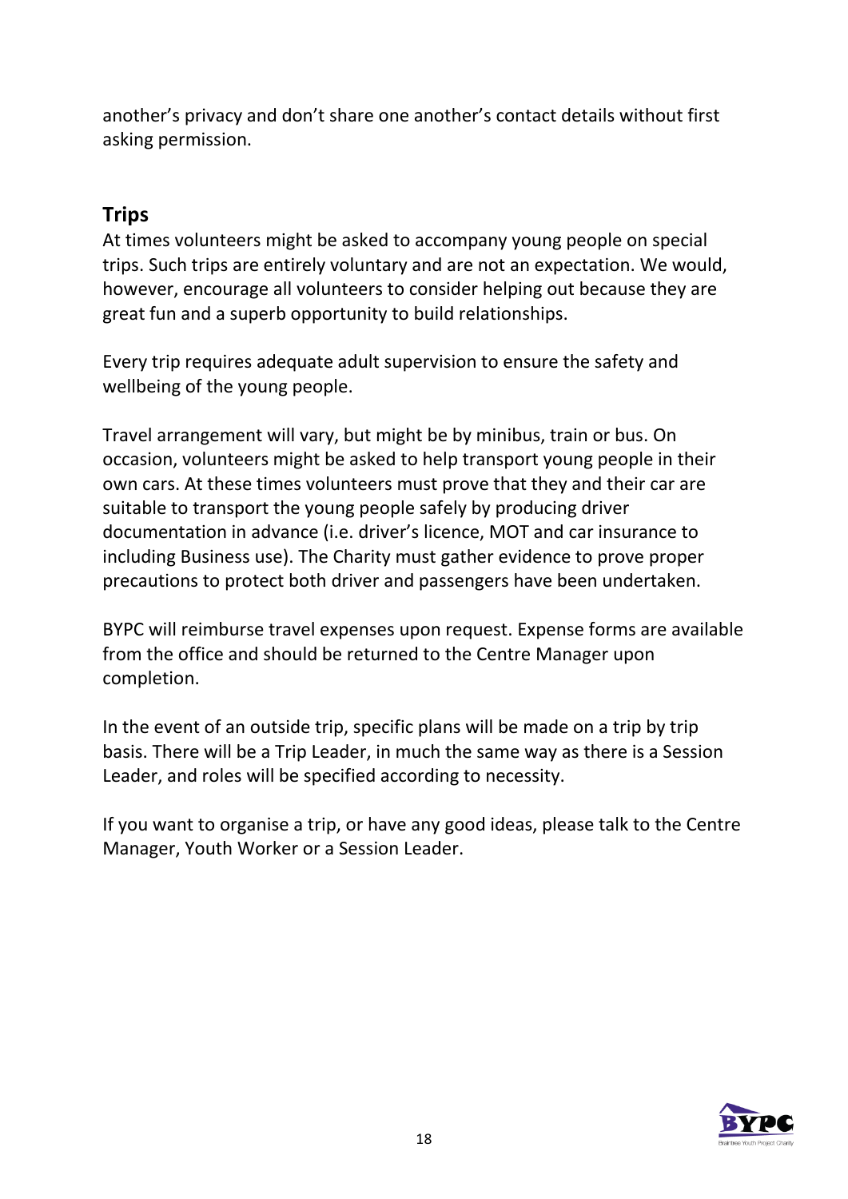another's privacy and don't share one another's contact details without first asking permission.

## Trips

At times volunteers might be asked to accompany young people on special trips. Such trips are entirely voluntary and are not an expectation. We would, however, encourage all volunteers to consider helping out because they are great fun and a superb opportunity to build relationships.

Every trip requires adequate adult supervision to ensure the safety and wellbeing of the young people.

Travel arrangement will vary, but might be by minibus, train or bus. On occasion, volunteers might be asked to help transport young people in their own cars. At these times volunteers must prove that they and their car are suitable to transport the young people safely by producing driver documentation in advance (i.e. driver's licence, MOT and car insurance to including Business use). The Charity must gather evidence to prove proper precautions to protect both driver and passengers have been undertaken.

BYPC will reimburse travel expenses upon request. Expense forms are available from the office and should be returned to the Centre Manager upon completion.

In the event of an outside trip, specific plans will be made on a trip by trip basis. There will be a Trip Leader, in much the same way as there is a Session Leader, and roles will be specified according to necessity.

If you want to organise a trip, or have any good ideas, please talk to the Centre Manager, Youth Worker or a Session Leader.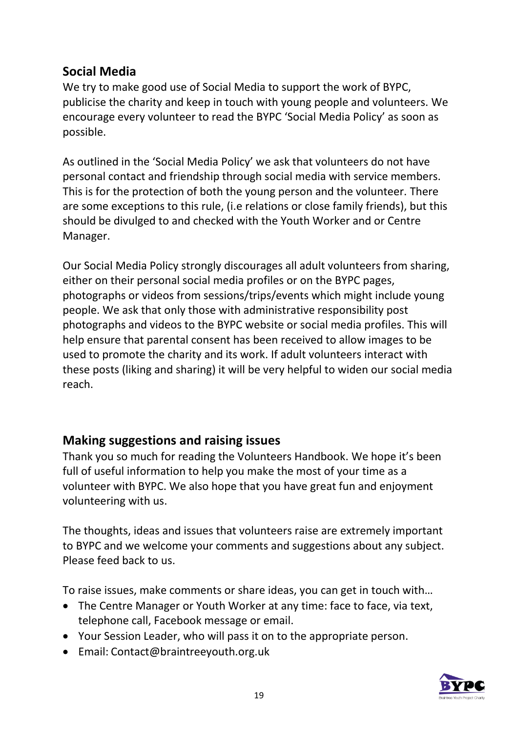## Social Media

We try to make good use of Social Media to support the work of BYPC, publicise the charity and keep in touch with young people and volunteers. We encourage every volunteer to read the BYPC 'Social Media Policy' as soon as possible.

As outlined in the 'Social Media Policy' we ask that volunteers do not have personal contact and friendship through social media with service members. This is for the protection of both the young person and the volunteer. There are some exceptions to this rule, (i.e relations or close family friends), but this should be divulged to and checked with the Youth Worker and or Centre Manager.

Our Social Media Policy strongly discourages all adult volunteers from sharing, either on their personal social media profiles or on the BYPC pages, photographs or videos from sessions/trips/events which might include young people. We ask that only those with administrative responsibility post photographs and videos to the BYPC website or social media profiles. This will help ensure that parental consent has been received to allow images to be used to promote the charity and its work. If adult volunteers interact with these posts (liking and sharing) it will be very helpful to widen our social media reach.

## Making suggestions and raising issues

Thank you so much for reading the Volunteers Handbook. We hope it's been full of useful information to help you make the most of your time as a volunteer with BYPC. We also hope that you have great fun and enjoyment volunteering with us.

The thoughts, ideas and issues that volunteers raise are extremely important to BYPC and we welcome your comments and suggestions about any subject. Please feed back to us.

To raise issues, make comments or share ideas, you can get in touch with…

- The Centre Manager or Youth Worker at any time: face to face, via text, telephone call, Facebook message or email.
- Your Session Leader, who will pass it on to the appropriate person.
- Email: Contact@braintreeyouth.org.uk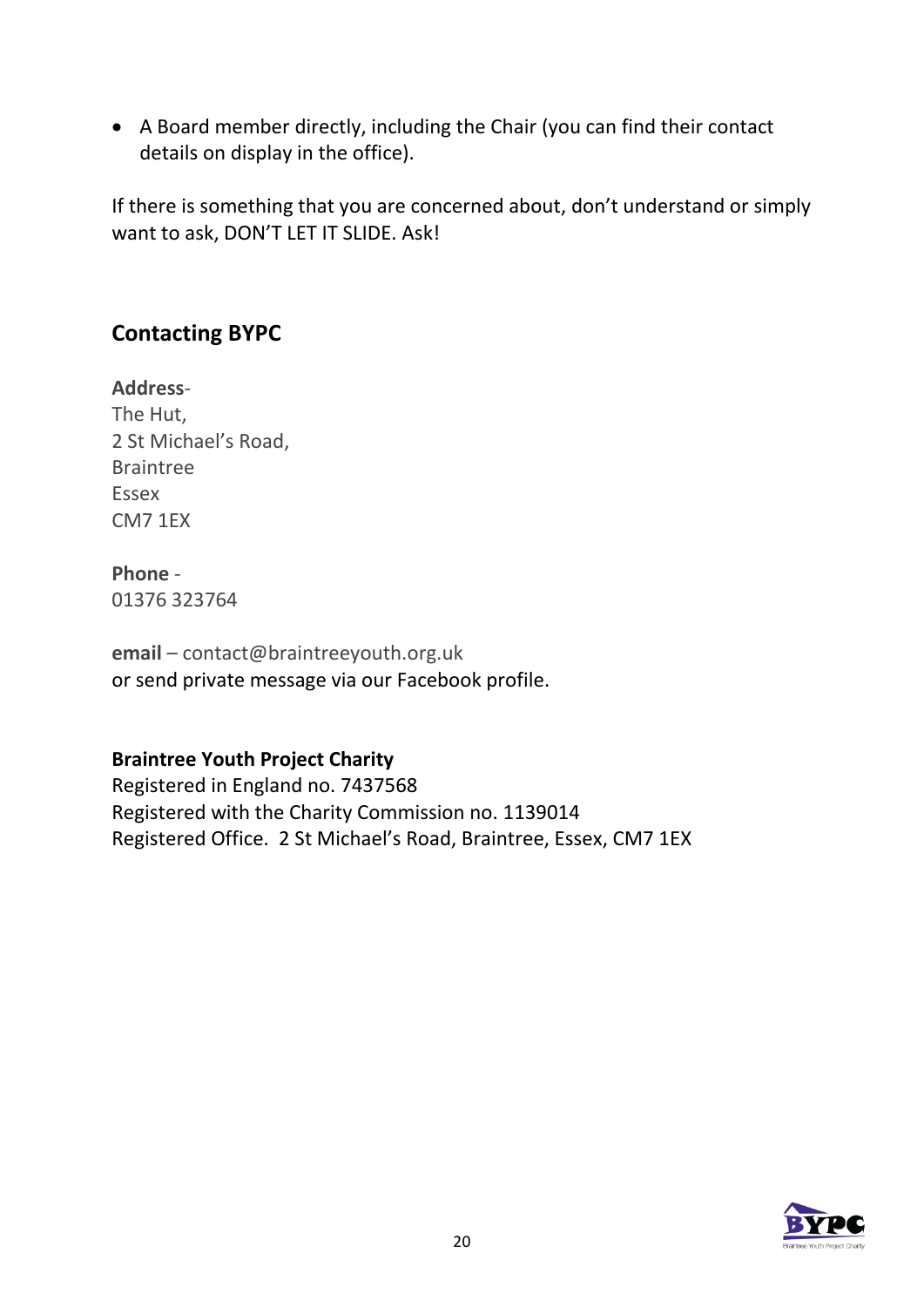- A Board member directly, including the Chair (you can find their contact details on display in the office).

If there is something that you are concerned about, don't understand or simply want to ask, DON'T LET IT SLIDE. Ask!

## Contacting BYPC

**Address**-
The Hut,
2 St Michael's Road,
Braintree
Essex
CM7 1EX

**Phone** -
01376 323764

**email** – contact@braintreeyouth.org.uk
or send private message via our Facebook profile.

**Braintree Youth Project Charity**
Registered in England no. 7437568
Registered with the Charity Commission no. 1139014
Registered Office. 2 St Michael's Road, Braintree, Essex, CM7 1EX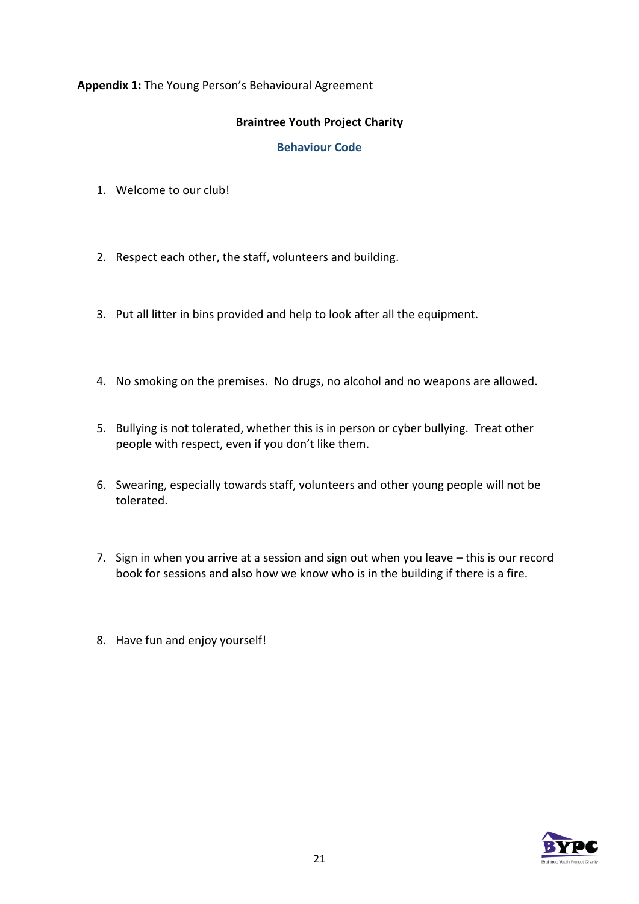**Appendix 1:** The Young Person's Behavioural Agreement

## Braintree Youth Project Charity

### Behaviour Code

1. Welcome to our club!

2. Respect each other, the staff, volunteers and building.

3. Put all litter in bins provided and help to look after all the equipment.

4. No smoking on the premises. No drugs, no alcohol and no weapons are allowed.

5. Bullying is not tolerated, whether this is in person or cyber bullying. Treat other people with respect, even if you don't like them.

6. Swearing, especially towards staff, volunteers and other young people will not be tolerated.

7. Sign in when you arrive at a session and sign out when you leave – this is our record book for sessions and also how we know who is in the building if there is a fire.

8. Have fun and enjoy yourself!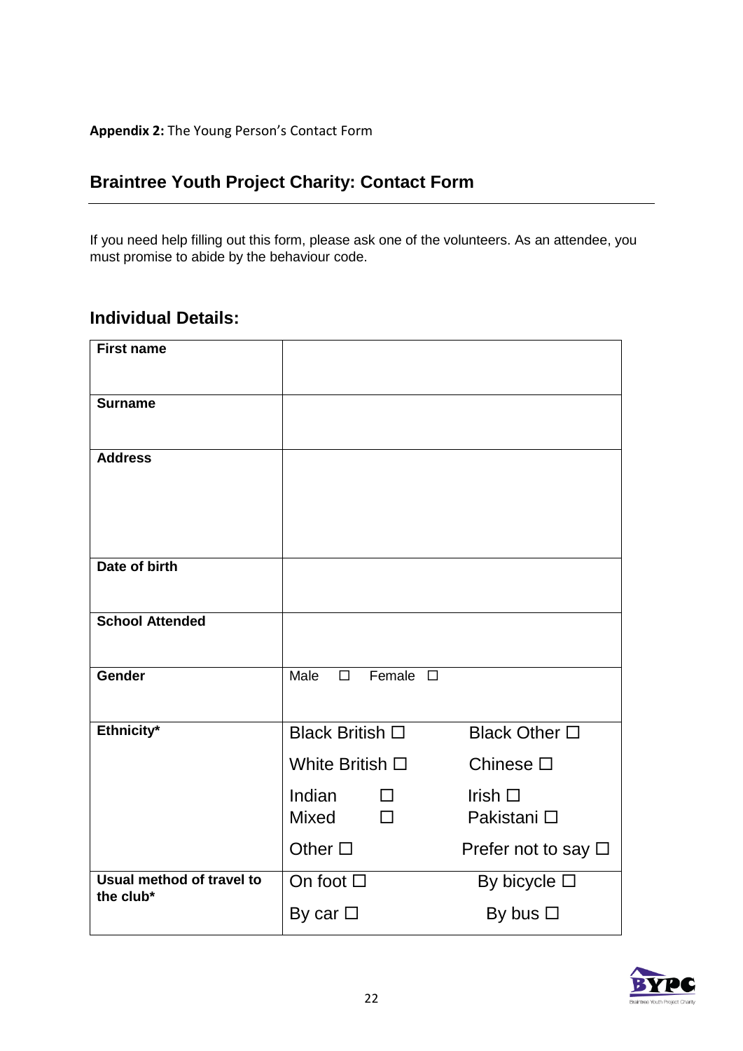**Appendix 2:** The Young Person's Contact Form

## Braintree Youth Project Charity: Contact Form

If you need help filling out this form, please ask one of the volunteers. As an attendee, you must promise to abide by the behaviour code.

### Individual Details:

| | | |
|---|---|---|
| **First name** | | |
| **Surname** | | |
| **Address** | | |
| **Date of birth** | | |
| **School Attended** | | |
| **Gender** | Male ☐ Female ☐ | |
| **Ethnicity*** | Black British ☐ | Black Other ☐ |
| | White British ☐ | Chinese ☐ |
| | Indian ☐ | Irish ☐ |
| | Mixed ☐ | Pakistani ☐ |
| | Other ☐ | Prefer not to say ☐ |
| **Usual method of travel to the club*** | On foot ☐ | By bicycle ☐ |
| | By car ☐ | By bus ☐ |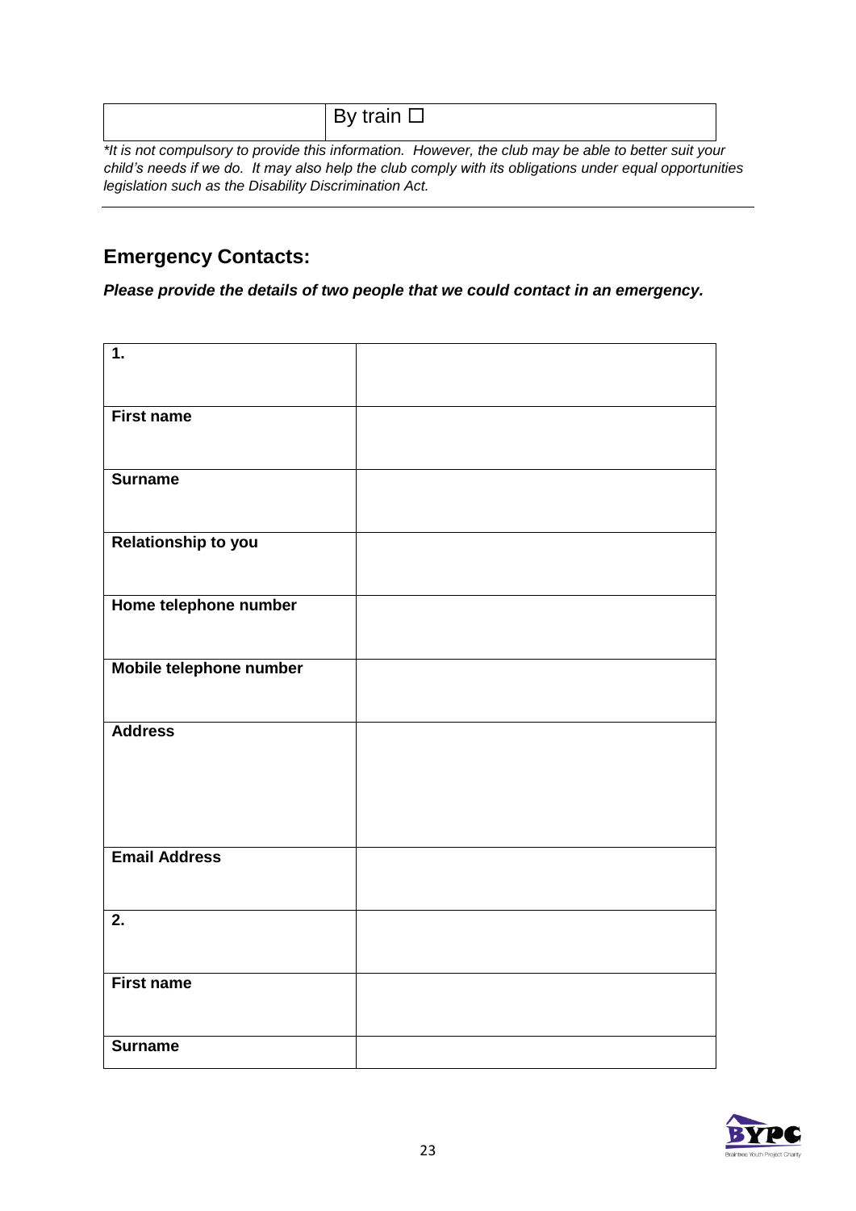| | By train ☐ |
|---|---|

*\*It is not compulsory to provide this information. However, the club may be able to better suit your child's needs if we do. It may also help the club comply with its obligations under equal opportunities legislation such as the Disability Discrimination Act.*

---

## Emergency Contacts:

***Please provide the details of two people that we could contact in an emergency.***

| **1.** | |
|---|---|
| **First name** | |
| **Surname** | |
| **Relationship to you** | |
| **Home telephone number** | |
| **Mobile telephone number** | |
| **Address** | |
| **Email Address** | |
| **2.** | |
| **First name** | |
| **Surname** | |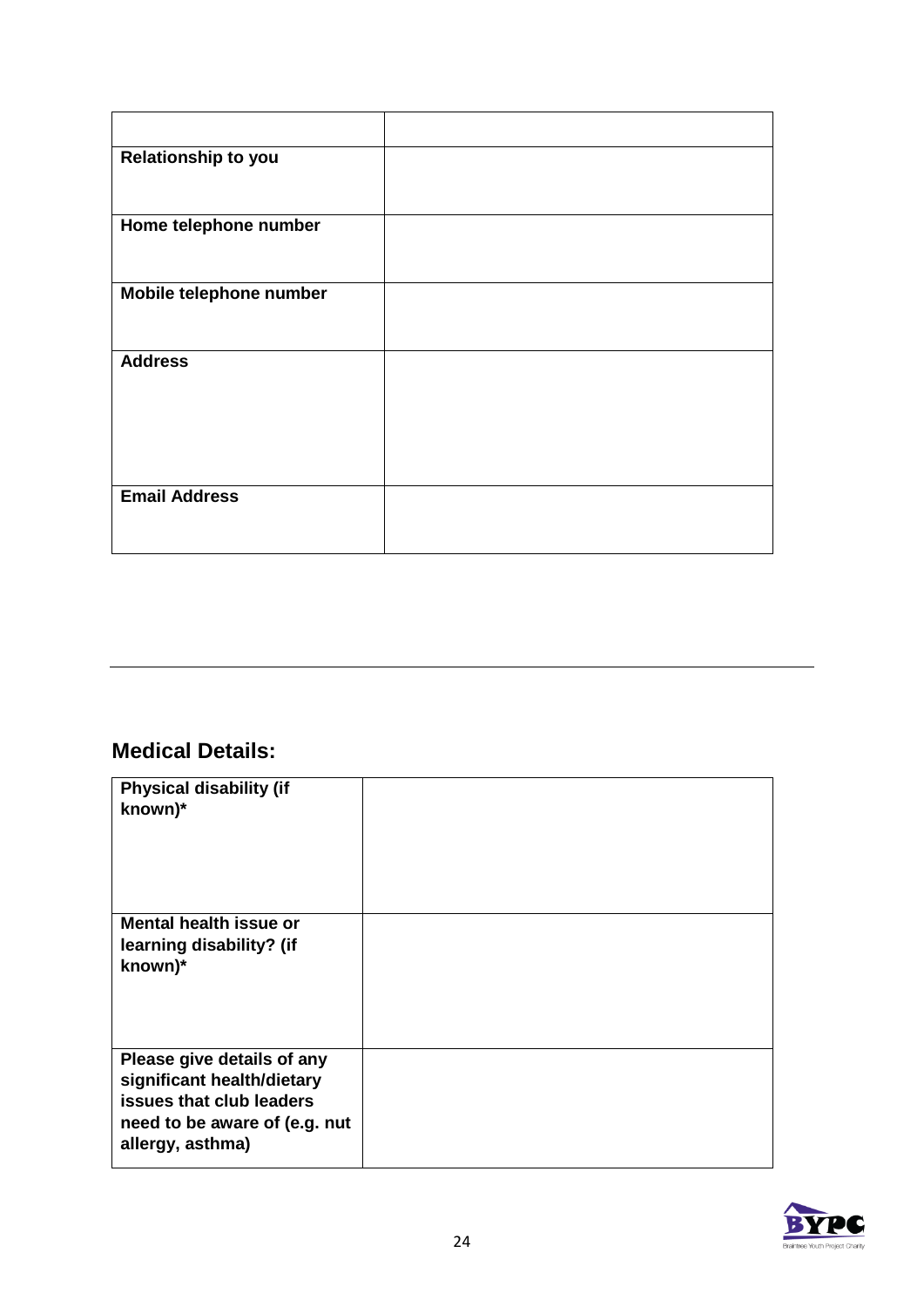| | |
|---|---|
| **Relationship to you** | |
| **Home telephone number** | |
| **Mobile telephone number** | |
| **Address** | |
| **Email Address** | |

---

## Medical Details:

| | |
|---|---|
| **Physical disability (if known)*** | |
| **Mental health issue or learning disability? (if known)*** | |
| **Please give details of any significant health/dietary issues that club leaders need to be aware of (e.g. nut allergy, asthma)** | |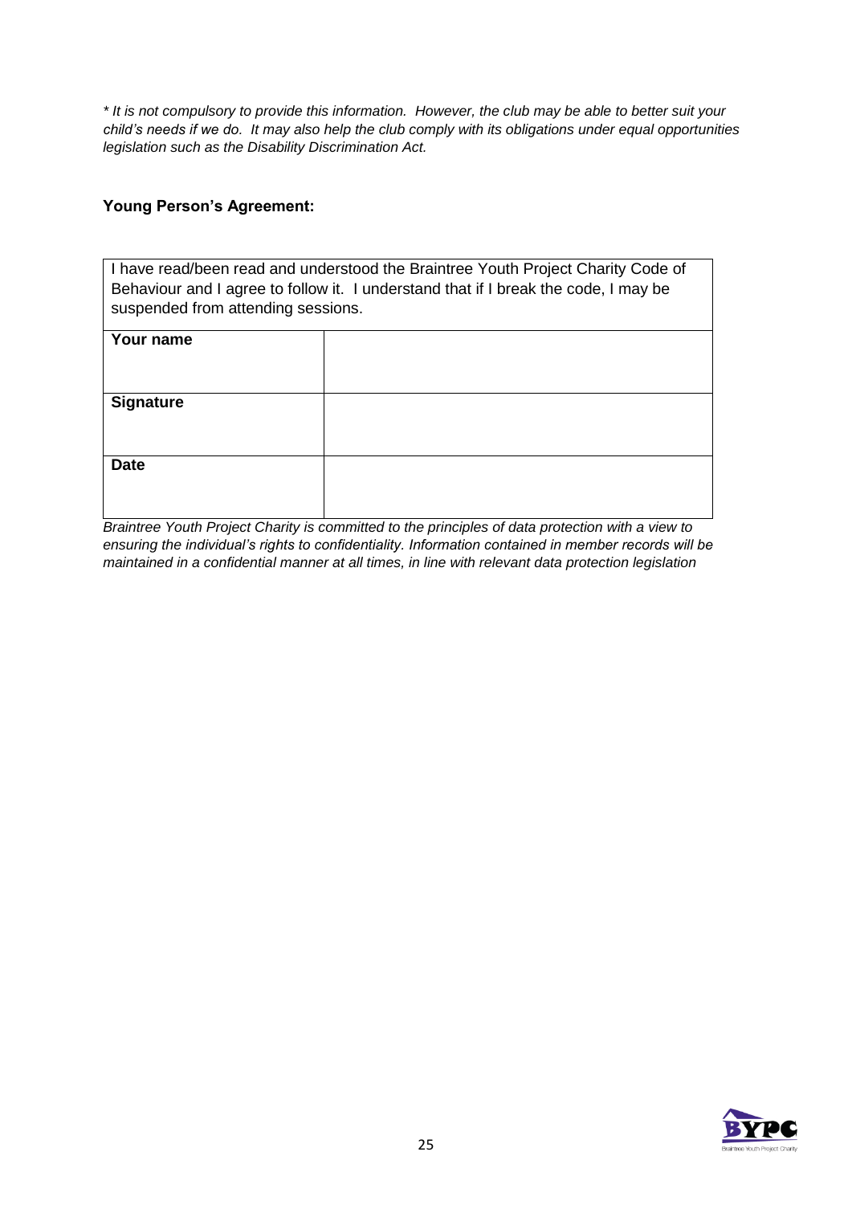*\* It is not compulsory to provide this information. However, the club may be able to better suit your child's needs if we do. It may also help the club comply with its obligations under equal opportunities legislation such as the Disability Discrimination Act.*

**Young Person's Agreement:**

| I have read/been read and understood the Braintree Youth Project Charity Code of Behaviour and I agree to follow it. I understand that if I break the code, I may be suspended from attending sessions. | |
|---|---|
| **Your name** | |
| **Signature** | |
| **Date** | |

*Braintree Youth Project Charity is committed to the principles of data protection with a view to ensuring the individual's rights to confidentiality. Information contained in member records will be maintained in a confidential manner at all times, in line with relevant data protection legislation*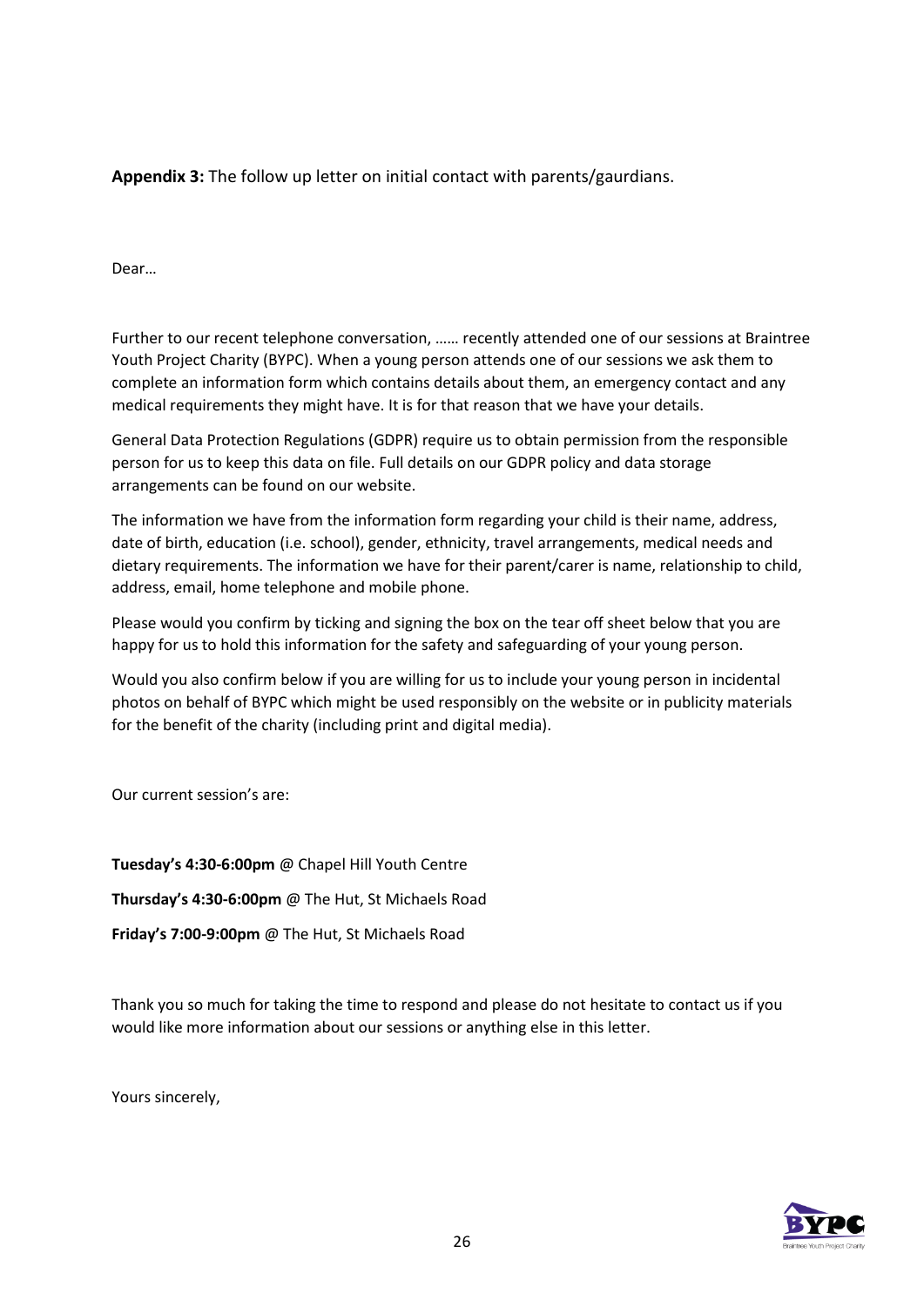**Appendix 3:** The follow up letter on initial contact with parents/gaurdians.

Dear…

Further to our recent telephone conversation, …… recently attended one of our sessions at Braintree Youth Project Charity (BYPC). When a young person attends one of our sessions we ask them to complete an information form which contains details about them, an emergency contact and any medical requirements they might have. It is for that reason that we have your details.

General Data Protection Regulations (GDPR) require us to obtain permission from the responsible person for us to keep this data on file. Full details on our GDPR policy and data storage arrangements can be found on our website.

The information we have from the information form regarding your child is their name, address, date of birth, education (i.e. school), gender, ethnicity, travel arrangements, medical needs and dietary requirements. The information we have for their parent/carer is name, relationship to child, address, email, home telephone and mobile phone.

Please would you confirm by ticking and signing the box on the tear off sheet below that you are happy for us to hold this information for the safety and safeguarding of your young person.

Would you also confirm below if you are willing for us to include your young person in incidental photos on behalf of BYPC which might be used responsibly on the website or in publicity materials for the benefit of the charity (including print and digital media).

Our current session's are:

**Tuesday's 4:30-6:00pm** @ Chapel Hill Youth Centre

**Thursday's 4:30-6:00pm** @ The Hut, St Michaels Road

**Friday's 7:00-9:00pm** @ The Hut, St Michaels Road

Thank you so much for taking the time to respond and please do not hesitate to contact us if you would like more information about our sessions or anything else in this letter.

Yours sincerely,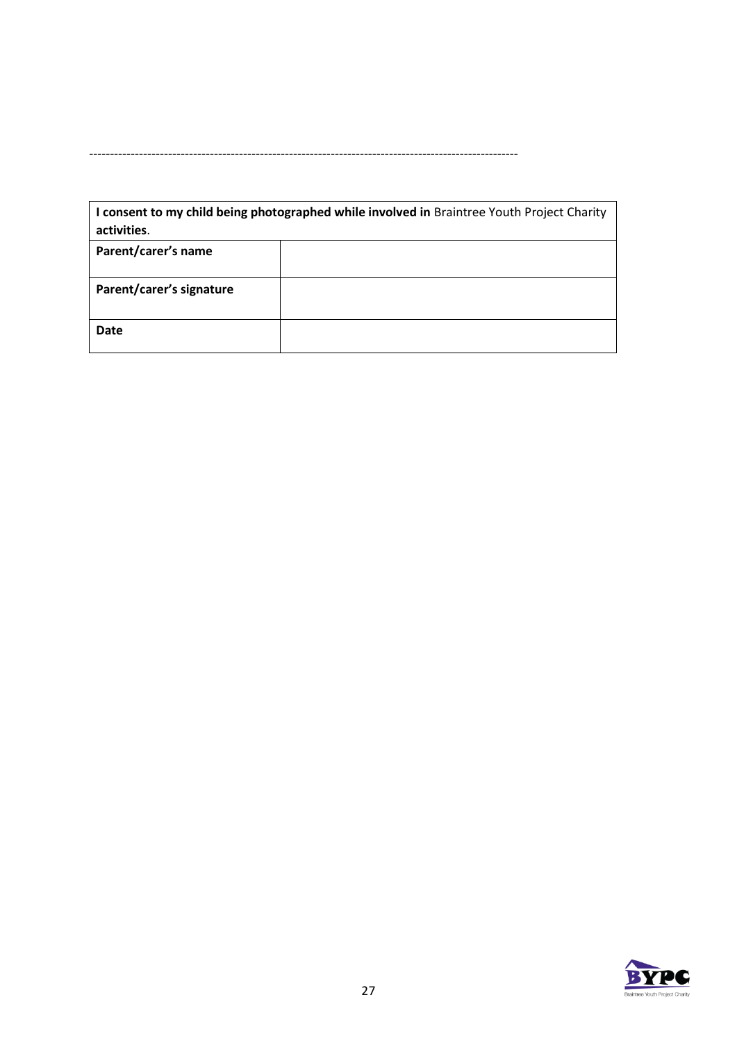-----------------------------------------------------------------------------------------------------

| I consent to my child being photographed while involved in Braintree Youth Project Charity activities. | |
|---|---|
| **Parent/carer's name** | |
| **Parent/carer's signature** | |
| **Date** | |